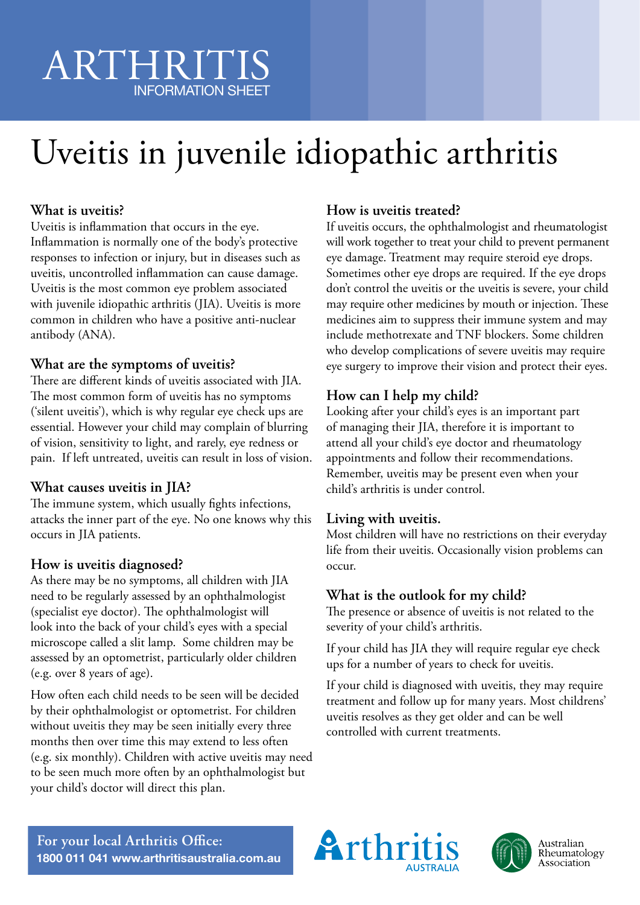# ARTHRITIS INFORMATION SHEET

# Uveitis in juvenile idiopathic arthritis

## What is uveitis?

Uveitis is inflammation that occurs in the eye. Inflammation is normally one of the body's protective responses to infection or injury, but in diseases such as uveitis, uncontrolled inflammation can cause damage. Uveitis is the most common eye problem associated with juvenile idiopathic arthritis (JIA). Uveitis is more common in children who have a positive anti-nuclear antibody (ANA).

## What are the symptoms of uveitis?

There are different kinds of uveitis associated with JIA. The most common form of uveitis has no symptoms ('silent uveitis'), which is why regular eye check ups are essential. However your child may complain of blurring of vision, sensitivity to light, and rarely, eye redness or pain. If left untreated, uveitis can result in loss of vision.

## What causes uveitis in JIA?

The immune system, which usually fights infections, attacks the inner part of the eye. No one knows why this occurs in JIA patients.

## How is uveitis diagnosed?

As there may be no symptoms, all children with JIA need to be regularly assessed by an ophthalmologist (specialist eye doctor). The ophthalmologist will look into the back of your child's eyes with a special microscope called a slit lamp. Some children may be assessed by an optometrist, particularly older children (e.g. over 8 years of age).

How often each child needs to be seen will be decided by their ophthalmologist or optometrist. For children without uveitis they may be seen initially every three months then over time this may extend to less often (e.g. six monthly). Children with active uveitis may need to be seen much more often by an ophthalmologist but your child's doctor will direct this plan.

## How is uveitis treated?

If uveitis occurs, the ophthalmologist and rheumatologist will work together to treat your child to prevent permanent eye damage. Treatment may require steroid eye drops. Sometimes other eye drops are required. If the eye drops don't control the uveitis or the uveitis is severe, your child may require other medicines by mouth or injection. These medicines aim to suppress their immune system and may include methotrexate and TNF blockers. Some children who develop complications of severe uveitis may require eye surgery to improve their vision and protect their eyes.

## How can I help my child?

Looking after your child's eyes is an important part of managing their JIA, therefore it is important to attend all your child's eye doctor and rheumatology appointments and follow their recommendations. Remember, uveitis may be present even when your child's arthritis is under control.

## Living with uveitis.

Most children will have no restrictions on their everyday life from their uveitis. Occasionally vision problems can occur.

## What is the outlook for my child?

The presence or absence of uveitis is not related to the severity of your child's arthritis.

If your child has JIA they will require regular eye check ups for a number of years to check for uveitis.

If your child is diagnosed with uveitis, they may require treatment and follow up for many years. Most childrens' uveitis resolves as they get older and can be well controlled with current treatments.

**For your local Arthritis Office:**
**1800 011 041 www.arthritisaustralia.com.au**

Arthritis AUSTRALIA

Australian Rheumatology Association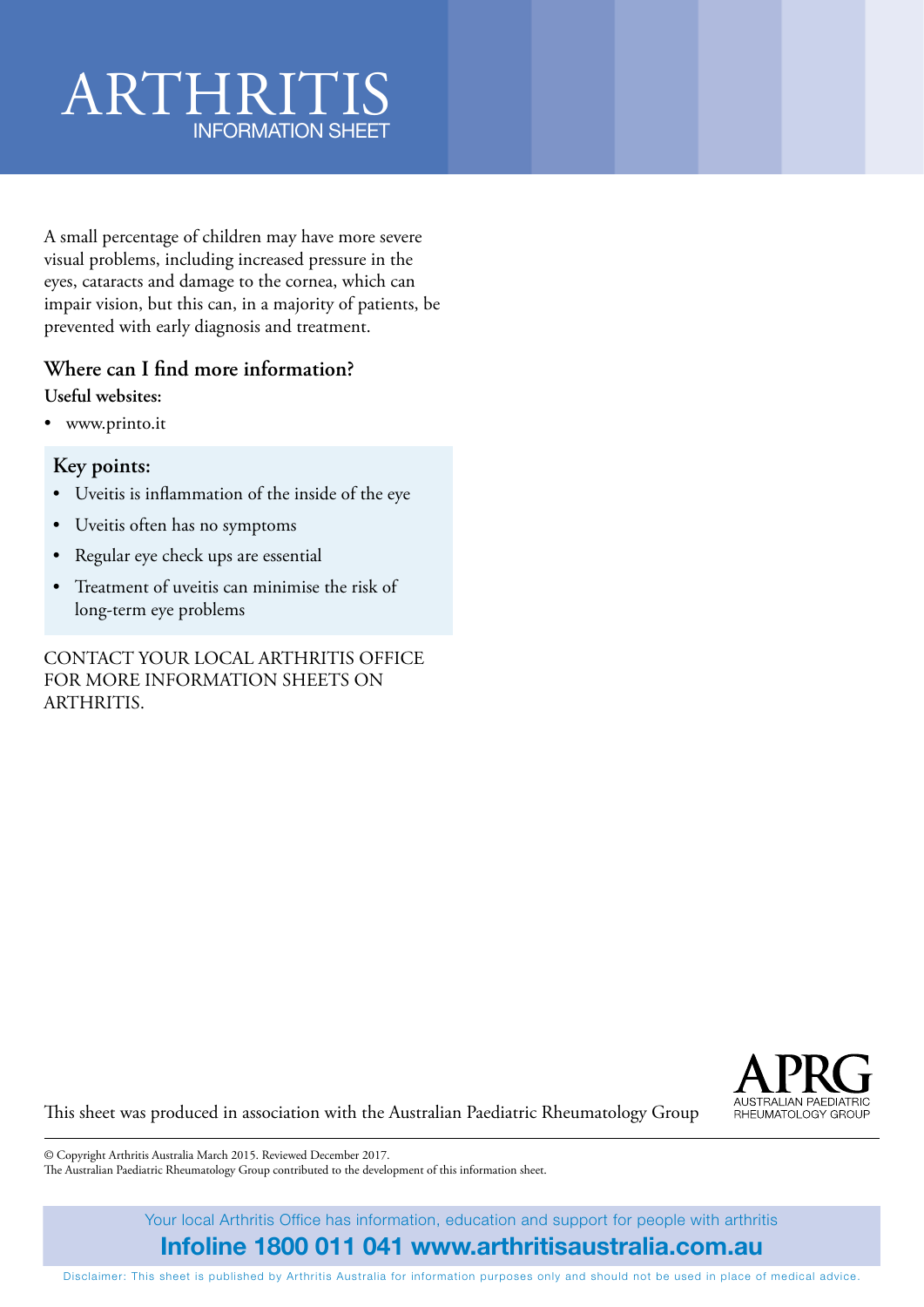A small percentage of children may have more severe visual problems, including increased pressure in the eyes, cataracts and damage to the cornea, which can impair vision, but this can, in a majority of patients, be prevented with early diagnosis and treatment.

## Where can I find more information?

**Useful websites:**

- www.printo.it

### Key points:

- Uveitis is inflammation of the inside of the eye
- Uveitis often has no symptoms
- Regular eye check ups are essential
- Treatment of uveitis can minimise the risk of long-term eye problems

CONTACT YOUR LOCAL ARTHRITIS OFFICE FOR MORE INFORMATION SHEETS ON ARTHRITIS.

This sheet was produced in association with the Australian Paediatric Rheumatology Group

APRG AUSTRALIAN PAEDIATRIC RHEUMATOLOGY GROUP

© Copyright Arthritis Australia March 2015. Reviewed December 2017.
The Australian Paediatric Rheumatology Group contributed to the development of this information sheet.

Your local Arthritis Office has information, education and support for people with arthritis

**Infoline 1800 011 041 www.arthritisaustralia.com.au**

Disclaimer: This sheet is published by Arthritis Australia for information purposes only and should not be used in place of medical advice.